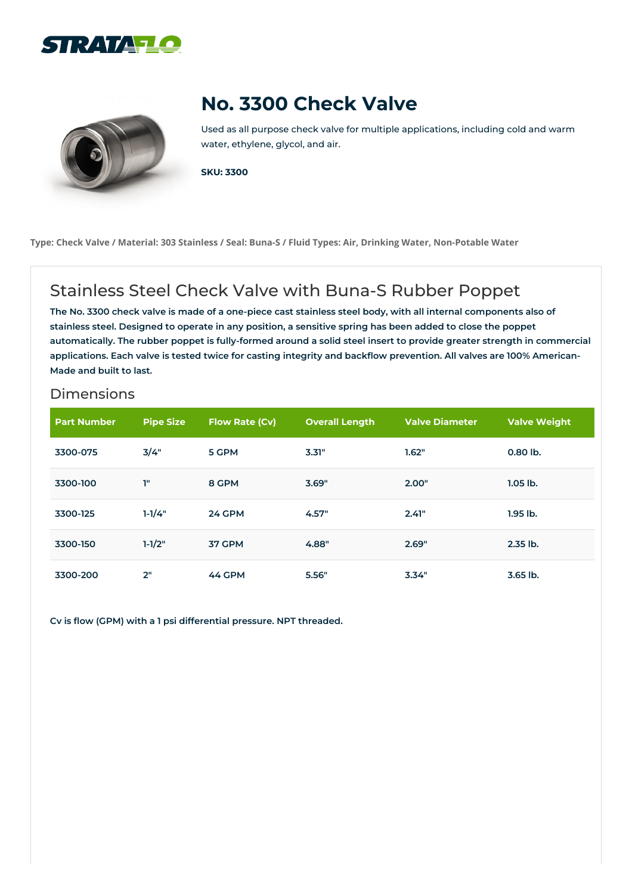# No. 3300 Check Valve

Used as all purpose check valve for multiple applications, including cold and warm water, ethylene, glycol, and air.

**SKU: 3300**

**Type: Check Valve / Material: 303 Stainless / Seal: Buna-S / Fluid Types: Air, Drinking Water, Non-Potable Water**

## Stainless Steel Check Valve with Buna-S Rubber Poppet

**The No. 3300 check valve is made of a one-piece cast stainless steel body, with all internal components also of stainless steel. Designed to operate in any position, a sensitive spring has been added to close the poppet automatically. The rubber poppet is fully-formed around a solid steel insert to provide greater strength in commercial applications. Each valve is tested twice for casting integrity and backflow prevention. All valves are 100% American-Made and built to last.**

### Dimensions

| Part Number | Pipe Size | Flow Rate (Cv) | Overall Length | Valve Diameter | Valve Weight |
|---|---|---|---|---|---|
| 3300-075 | 3/4" | 5 GPM | 3.31" | 1.62" | 0.80 lb. |
| 3300-100 | 1" | 8 GPM | 3.69" | 2.00" | 1.05 lb. |
| 3300-125 | 1-1/4" | 24 GPM | 4.57" | 2.41" | 1.95 lb. |
| 3300-150 | 1-1/2" | 37 GPM | 4.88" | 2.69" | 2.35 lb. |
| 3300-200 | 2" | 44 GPM | 5.56" | 3.34" | 3.65 lb. |

**Cv is flow (GPM) with a 1 psi differential pressure. NPT threaded.**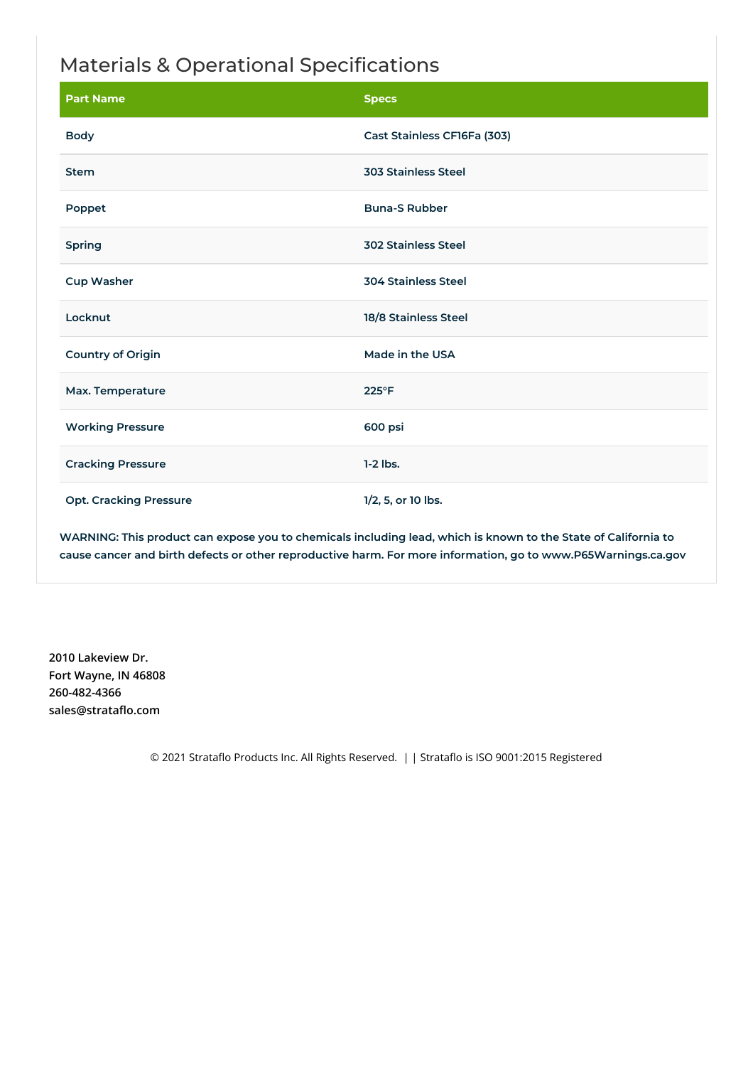## Materials & Operational Specifications

| Part Name | Specs |
|---|---|
| Body | Cast Stainless CF16Fa (303) |
| Stem | 303 Stainless Steel |
| Poppet | Buna-S Rubber |
| Spring | 302 Stainless Steel |
| Cup Washer | 304 Stainless Steel |
| Locknut | 18/8 Stainless Steel |
| Country of Origin | Made in the USA |
| Max. Temperature | 225°F |
| Working Pressure | 600 psi |
| Cracking Pressure | 1-2 lbs. |
| Opt. Cracking Pressure | 1/2, 5, or 10 lbs. |

**WARNING: This product can expose you to chemicals including lead, which is known to the State of California to cause cancer and birth defects or other reproductive harm. For more information, go to www.P65Warnings.ca.gov**

**2010 Lakeview Dr.**
**Fort Wayne, IN 46808**
**260-482-4366**
**sales@strataflo.com**

© 2021 Strataflo Products Inc. All Rights Reserved. | | Strataflo is ISO 9001:2015 Registered